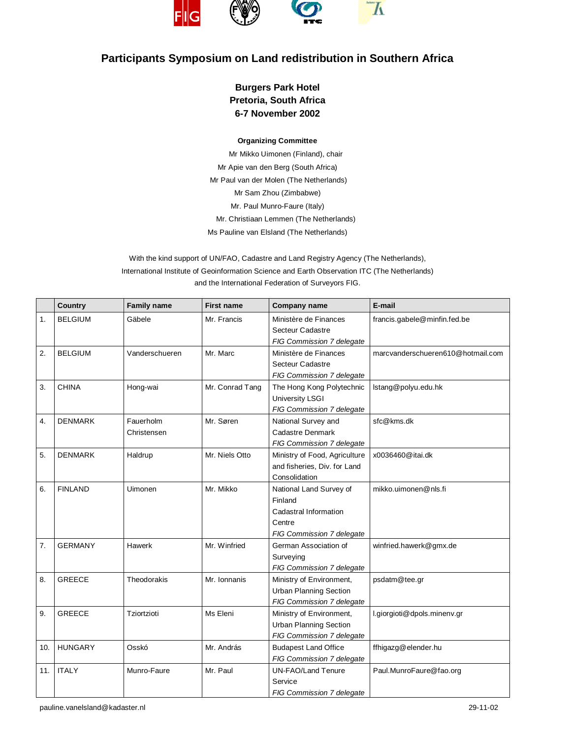# Participants Symposium on Land redistribution in Southern Africa

**Burgers Park Hotel**
**Pretoria, South Africa**
**6-7 November 2002**

**Organizing Committee**

Mr Mikko Uimonen (Finland), chair
Mr Apie van den Berg (South Africa)
Mr Paul van der Molen (The Netherlands)
Mr Sam Zhou (Zimbabwe)
Mr. Paul Munro-Faure (Italy)
Mr. Christiaan Lemmen (The Netherlands)
Ms Pauline van Elsland (The Netherlands)

With the kind support of UN/FAO, Cadastre and Land Registry Agency (The Netherlands), International Institute of Geoinformation Science and Earth Observation ITC (The Netherlands) and the International Federation of Surveyors FIG.

| | Country | Family name | First name | Company name | E-mail |
|---|---|---|---|---|---|
| 1. | BELGIUM | Gäbele | Mr. Francis | Ministère de Finances Secteur Cadastre *FIG Commission 7 delegate* | francis.gabele@minfin.fed.be |
| 2. | BELGIUM | Vanderschueren | Mr. Marc | Ministère de Finances Secteur Cadastre *FIG Commission 7 delegate* | marcvanderschueren610@hotmail.com |
| 3. | CHINA | Hong-wai | Mr. Conrad Tang | The Hong Kong Polytechnic University LSGI *FIG Commission 7 delegate* | lstang@polyu.edu.hk |
| 4. | DENMARK | Fauerholm Christensen | Mr. Søren | National Survey and Cadastre Denmark *FIG Commission 7 delegate* | sfc@kms.dk |
| 5. | DENMARK | Haldrup | Mr. Niels Otto | Ministry of Food, Agriculture and fisheries, Div. for Land Consolidation | x0036460@itai.dk |
| 6. | FINLAND | Uimonen | Mr. Mikko | National Land Survey of Finland Cadastral Information Centre *FIG Commission 7 delegate* | mikko.uimonen@nls.fi |
| 7. | GERMANY | Hawerk | Mr. Winfried | German Association of Surveying *FIG Commission 7 delegate* | winfried.hawerk@gmx.de |
| 8. | GREECE | Theodorakis | Mr. Ionnanis | Ministry of Environment, Urban Planning Section *FIG Commission 7 delegate* | psdatm@tee.gr |
| 9. | GREECE | Tziortzioti | Ms Eleni | Ministry of Environment, Urban Planning Section *FIG Commission 7 delegate* | l.giorgioti@dpols.minenv.gr |
| 10. | HUNGARY | Osskó | Mr. András | Budapest Land Office *FIG Commission 7 delegate* | ffhigazg@elender.hu |
| 11. | ITALY | Munro-Faure | Mr. Paul | UN-FAO/Land Tenure Service *FIG Commission 7 delegate* | Paul.MunroFaure@fao.org |

pauline.vanelsland@kadaster.nl 29-11-02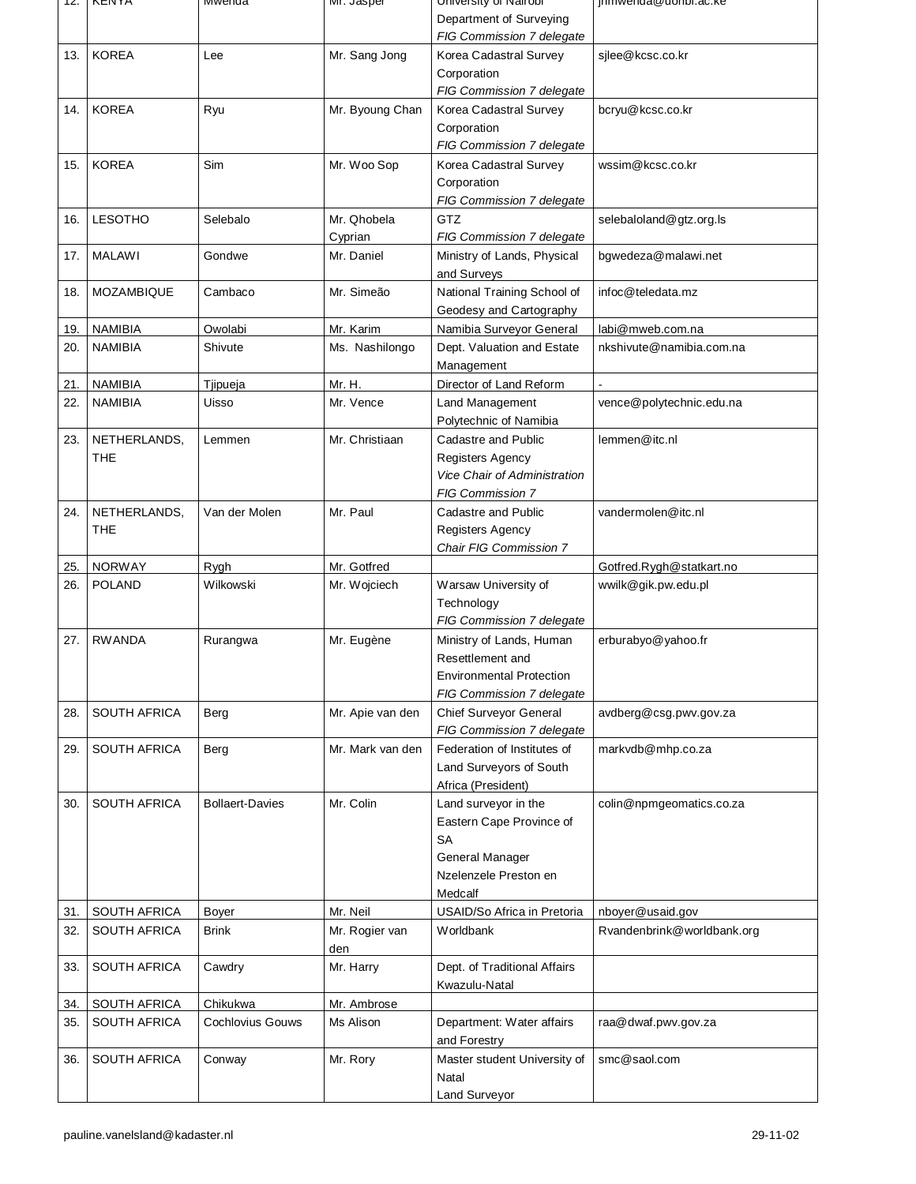| 12. | KENYA | Mwenda | Mr. Jasper | University of Nairobi Department of Surveying *FIG Commission 7 delegate* | jmmwenda@uonbi.ac.ke |
|---|---|---|---|---|---|
| 13. | KOREA | Lee | Mr. Sang Jong | Korea Cadastral Survey Corporation *FIG Commission 7 delegate* | sjlee@kcsc.co.kr |
| 14. | KOREA | Ryu | Mr. Byoung Chan | Korea Cadastral Survey Corporation *FIG Commission 7 delegate* | bcryu@kcsc.co.kr |
| 15. | KOREA | Sim | Mr. Woo Sop | Korea Cadastral Survey Corporation *FIG Commission 7 delegate* | wssim@kcsc.co.kr |
| 16. | LESOTHO | Selebalo | Mr. Qhobela Cyprian | GTZ *FIG Commission 7 delegate* | selebaloland@gtz.org.ls |
| 17. | MALAWI | Gondwe | Mr. Daniel | Ministry of Lands, Physical and Surveys | bgwedeza@malawi.net |
| 18. | MOZAMBIQUE | Cambaco | Mr. Simeão | National Training School of Geodesy and Cartography | infoc@teledata.mz |
| 19. | NAMIBIA | Owolabi | Mr. Karim | Namibia Surveyor General | labi@mweb.com.na |
| 20. | NAMIBIA | Shivute | Ms. Nashilongo | Dept. Valuation and Estate Management | nkshivute@namibia.com.na |
| 21. | NAMIBIA | Tjipueja | Mr. H. | Director of Land Reform | - |
| 22. | NAMIBIA | Uisso | Mr. Vence | Land Management Polytechnic of Namibia | vence@polytechnic.edu.na |
| 23. | NETHERLANDS, THE | Lemmen | Mr. Christiaan | Cadastre and Public Registers Agency *Vice Chair of Administration FIG Commission 7* | lemmen@itc.nl |
| 24. | NETHERLANDS, THE | Van der Molen | Mr. Paul | Cadastre and Public Registers Agency *Chair FIG Commission 7* | vandermolen@itc.nl |
| 25. | NORWAY | Rygh | Mr. Gotfred | | Gotfred.Rygh@statkart.no |
| 26. | POLAND | Wilkowski | Mr. Wojciech | Warsaw University of Technology *FIG Commission 7 delegate* | wwilk@gik.pw.edu.pl |
| 27. | RWANDA | Rurangwa | Mr. Eugène | Ministry of Lands, Human Resettlement and Environmental Protection *FIG Commission 7 delegate* | erburabyo@yahoo.fr |
| 28. | SOUTH AFRICA | Berg | Mr. Apie van den | Chief Surveyor General *FIG Commission 7 delegate* | avdberg@csg.pwv.gov.za |
| 29. | SOUTH AFRICA | Berg | Mr. Mark van den | Federation of Institutes of Land Surveyors of South Africa (President) | markvdb@mhp.co.za |
| 30. | SOUTH AFRICA | Bollaert-Davies | Mr. Colin | Land surveyor in the Eastern Cape Province of SA General Manager Nzelenzele Preston en Medcalf | colin@npmgeomatics.co.za |
| 31. | SOUTH AFRICA | Boyer | Mr. Neil | USAID/So Africa in Pretoria | nboyer@usaid.gov |
| 32. | SOUTH AFRICA | Brink | Mr. Rogier van den | Worldbank | Rvandenbrink@worldbank.org |
| 33. | SOUTH AFRICA | Cawdry | Mr. Harry | Dept. of Traditional Affairs Kwazulu-Natal | |
| 34. | SOUTH AFRICA | Chikukwa | Mr. Ambrose | | |
| 35. | SOUTH AFRICA | Cochlovius Gouws | Ms Alison | Department: Water affairs and Forestry | raa@dwaf.pwv.gov.za |
| 36. | SOUTH AFRICA | Conway | Mr. Rory | Master student University of Natal Land Surveyor | smc@saol.com |

pauline.vanelsland@kadaster.nl 29-11-02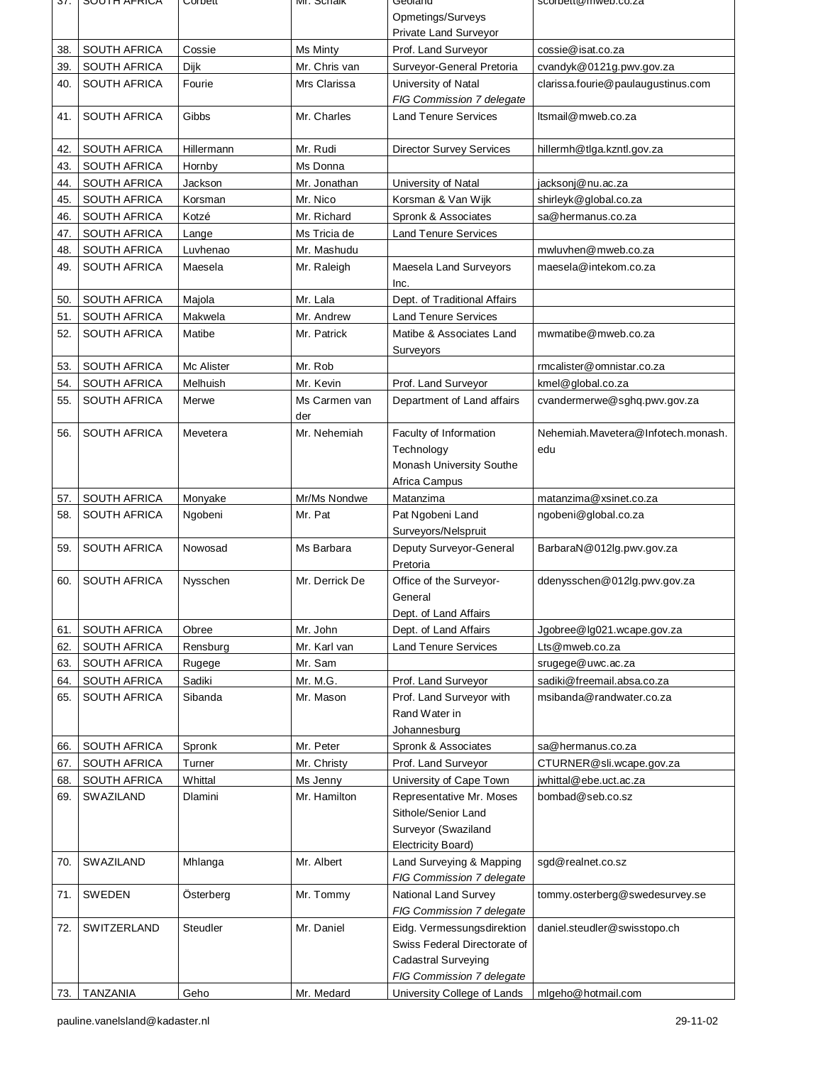| 37. | SOUTH AFRICA | Corbett | Mr. Schalk | Geoland Opmetings/Surveys Private Land Surveyor | scorbett@mweb.co.za |
|---|---|---|---|---|---|
| 38. | SOUTH AFRICA | Cossie | Ms Minty | Prof. Land Surveyor | cossie@isat.co.za |
| 39. | SOUTH AFRICA | Dijk | Mr. Chris van | Surveyor-General Pretoria | cvandyk@0121g.pwv.gov.za |
| 40. | SOUTH AFRICA | Fourie | Mrs Clarissa | University of Natal *FIG Commission 7 delegate* | clarissa.fourie@paulaugustinus.com |
| 41. | SOUTH AFRICA | Gibbs | Mr. Charles | Land Tenure Services | ltsmail@mweb.co.za |
| 42. | SOUTH AFRICA | Hillermann | Mr. Rudi | Director Survey Services | hillermh@tlga.kzntl.gov.za |
| 43. | SOUTH AFRICA | Hornby | Ms Donna | | |
| 44. | SOUTH AFRICA | Jackson | Mr. Jonathan | University of Natal | jacksonj@nu.ac.za |
| 45. | SOUTH AFRICA | Korsman | Mr. Nico | Korsman & Van Wijk | shirleyk@global.co.za |
| 46. | SOUTH AFRICA | Kotzé | Mr. Richard | Spronk & Associates | sa@hermanus.co.za |
| 47. | SOUTH AFRICA | Lange | Ms Tricia de | Land Tenure Services | |
| 48. | SOUTH AFRICA | Luvhenao | Mr. Mashudu | | mwluvhen@mweb.co.za |
| 49. | SOUTH AFRICA | Maesela | Mr. Raleigh | Maesela Land Surveyors Inc. | maesela@intekom.co.za |
| 50. | SOUTH AFRICA | Majola | Mr. Lala | Dept. of Traditional Affairs | |
| 51. | SOUTH AFRICA | Makwela | Mr. Andrew | Land Tenure Services | |
| 52. | SOUTH AFRICA | Matibe | Mr. Patrick | Matibe & Associates Land Surveyors | mwmatibe@mweb.co.za |
| 53. | SOUTH AFRICA | Mc Alister | Mr. Rob | | rmcalister@omnistar.co.za |
| 54. | SOUTH AFRICA | Melhuish | Mr. Kevin | Prof. Land Surveyor | kmel@global.co.za |
| 55. | SOUTH AFRICA | Merwe | Ms Carmen van der | Department of Land affairs | cvandermerwe@sghq.pwv.gov.za |
| 56. | SOUTH AFRICA | Mevetera | Mr. Nehemiah | Faculty of Information Technology Monash University Southe Africa Campus | Nehemiah.Mavetera@Infotech.monash.edu |
| 57. | SOUTH AFRICA | Monyake | Mr/Ms Nondwe | Matanzima | matanzima@xsinet.co.za |
| 58. | SOUTH AFRICA | Ngobeni | Mr. Pat | Pat Ngobeni Land Surveyors/Nelspruit | ngobeni@global.co.za |
| 59. | SOUTH AFRICA | Nowosad | Ms Barbara | Deputy Surveyor-General Pretoria | BarbaraN@012lg.pwv.gov.za |
| 60. | SOUTH AFRICA | Nysschen | Mr. Derrick De | Office of the Surveyor-General Dept. of Land Affairs | ddenysschen@012lg.pwv.gov.za |
| 61. | SOUTH AFRICA | Obree | Mr. John | Dept. of Land Affairs | Jgobree@lg021.wcape.gov.za |
| 62. | SOUTH AFRICA | Rensburg | Mr. Karl van | Land Tenure Services | Lts@mweb.co.za |
| 63. | SOUTH AFRICA | Rugege | Mr. Sam | | srugege@uwc.ac.za |
| 64. | SOUTH AFRICA | Sadiki | Mr. M.G. | Prof. Land Surveyor | sadiki@freemail.absa.co.za |
| 65. | SOUTH AFRICA | Sibanda | Mr. Mason | Prof. Land Surveyor with Rand Water in Johannesburg | msibanda@randwater.co.za |
| 66. | SOUTH AFRICA | Spronk | Mr. Peter | Spronk & Associates | sa@hermanus.co.za |
| 67. | SOUTH AFRICA | Turner | Mr. Christy | Prof. Land Surveyor | CTURNER@sli.wcape.gov.za |
| 68. | SOUTH AFRICA | Whittal | Ms Jenny | University of Cape Town | jwhittal@ebe.uct.ac.za |
| 69. | SWAZILAND | Dlamini | Mr. Hamilton | Representative Mr. Moses Sithole/Senior Land Surveyor (Swaziland Electricity Board) | bombad@seb.co.sz |
| 70. | SWAZILAND | Mhlanga | Mr. Albert | Land Surveying & Mapping *FIG Commission 7 delegate* | sgd@realnet.co.sz |
| 71. | SWEDEN | Österberg | Mr. Tommy | National Land Survey *FIG Commission 7 delegate* | tommy.osterberg@swedesurvey.se |
| 72. | SWITZERLAND | Steudler | Mr. Daniel | Eidg. Vermessungsdirektion Swiss Federal Directorate of Cadastral Surveying *FIG Commission 7 delegate* | daniel.steudler@swisstopo.ch |
| 73. | TANZANIA | Geho | Mr. Medard | University College of Lands | mlgeho@hotmail.com |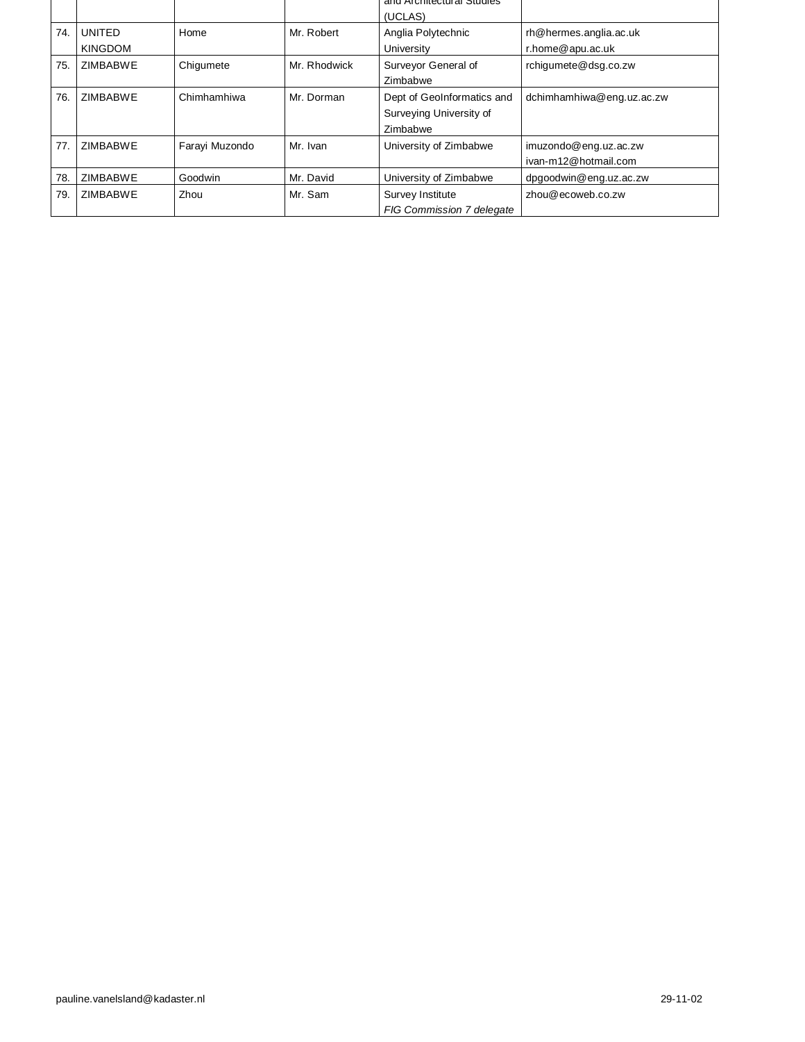| | | | | | |
|---|---|---|---|---|---|
| | | | | and Architectural Studies (UCLAS) | |
| 74. | UNITED KINGDOM | Home | Mr. Robert | Anglia Polytechnic University | rh@hermes.anglia.ac.uk r.home@apu.ac.uk |
| 75. | ZIMBABWE | Chigumete | Mr. Rhodwick | Surveyor General of Zimbabwe | rchigumete@dsg.co.zw |
| 76. | ZIMBABWE | Chimhamhiwa | Mr. Dorman | Dept of GeoInformatics and Surveying University of Zimbabwe | dchimhamhiwa@eng.uz.ac.zw |
| 77. | ZIMBABWE | Farayi Muzondo | Mr. Ivan | University of Zimbabwe | imuzondo@eng.uz.ac.zw ivan-m12@hotmail.com |
| 78. | ZIMBABWE | Goodwin | Mr. David | University of Zimbabwe | dpgoodwin@eng.uz.ac.zw |
| 79. | ZIMBABWE | Zhou | Mr. Sam | Survey Institute *FIG Commission 7 delegate* | zhou@ecoweb.co.zw |